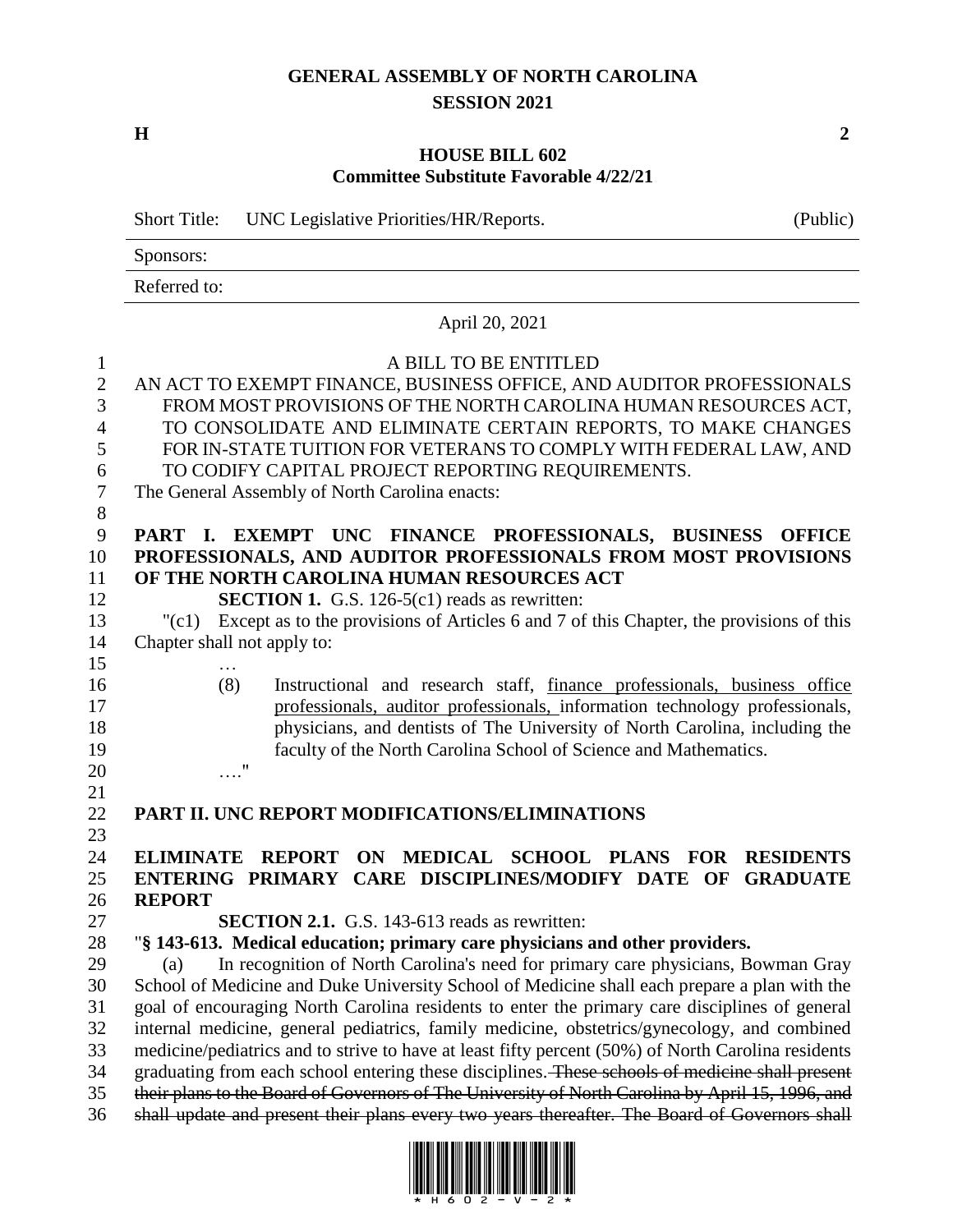# GENERAL ASSEMBLY OF NORTH CAROLINA
## SESSION 2021

**H** **2**

## HOUSE BILL 602
### Committee Substitute Favorable 4/22/21

Short Title: UNC Legislative Priorities/HR/Reports. (Public)

Sponsors:

Referred to:

April 20, 2021

A BILL TO BE ENTITLED

AN ACT TO EXEMPT FINANCE, BUSINESS OFFICE, AND AUDITOR PROFESSIONALS FROM MOST PROVISIONS OF THE NORTH CAROLINA HUMAN RESOURCES ACT, TO CONSOLIDATE AND ELIMINATE CERTAIN REPORTS, TO MAKE CHANGES FOR IN-STATE TUITION FOR VETERANS TO COMPLY WITH FEDERAL LAW, AND TO CODIFY CAPITAL PROJECT REPORTING REQUIREMENTS.

The General Assembly of North Carolina enacts:

**PART I. EXEMPT UNC FINANCE PROFESSIONALS, BUSINESS OFFICE PROFESSIONALS, AND AUDITOR PROFESSIONALS FROM MOST PROVISIONS OF THE NORTH CAROLINA HUMAN RESOURCES ACT**

**SECTION 1.** G.S. 126-5(c1) reads as rewritten:

"(c1) Except as to the provisions of Articles 6 and 7 of this Chapter, the provisions of this Chapter shall not apply to:

…

(8) Instructional and research staff, <u>finance professionals, business office professionals, auditor professionals,</u> information technology professionals, physicians, and dentists of The University of North Carolina, including the faculty of the North Carolina School of Science and Mathematics.

…."

**PART II. UNC REPORT MODIFICATIONS/ELIMINATIONS**

**ELIMINATE REPORT ON MEDICAL SCHOOL PLANS FOR RESIDENTS ENTERING PRIMARY CARE DISCIPLINES/MODIFY DATE OF GRADUATE REPORT**

**SECTION 2.1.** G.S. 143-613 reads as rewritten:

"**§ 143-613. Medical education; primary care physicians and other providers.**

(a) In recognition of North Carolina's need for primary care physicians, Bowman Gray School of Medicine and Duke University School of Medicine shall each prepare a plan with the goal of encouraging North Carolina residents to enter the primary care disciplines of general internal medicine, general pediatrics, family medicine, obstetrics/gynecology, and combined medicine/pediatrics and to strive to have at least fifty percent (50%) of North Carolina residents graduating from each school entering these disciplines. ~~These schools of medicine shall present their plans to the Board of Governors of The University of North Carolina by April 15, 1996, and shall update and present their plans every two years thereafter. The Board of Governors shall~~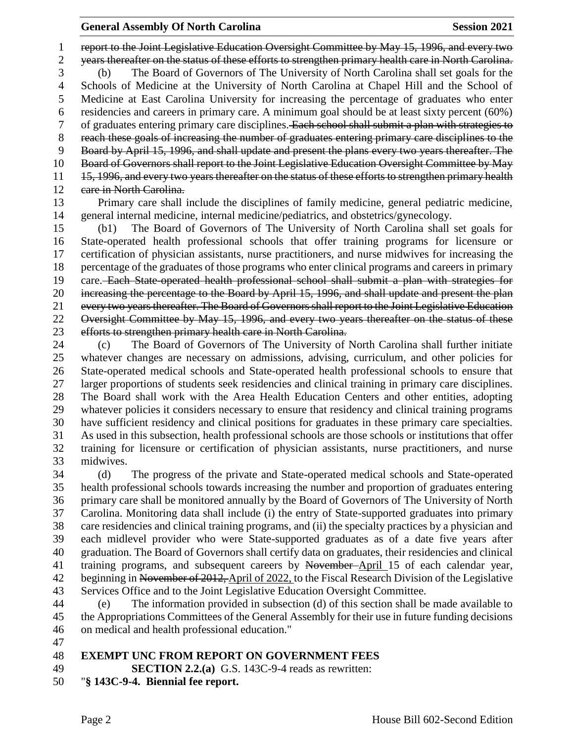report to the Joint Legislative Education Oversight Committee by May 15, 1996, and every two years thereafter on the status of these efforts to strengthen primary health care in North Carolina.

(b) The Board of Governors of The University of North Carolina shall set goals for the Schools of Medicine at the University of North Carolina at Chapel Hill and the School of Medicine at East Carolina University for increasing the percentage of graduates who enter residencies and careers in primary care. A minimum goal should be at least sixty percent (60%) of graduates entering primary care disciplines. ~~Each school shall submit a plan with strategies to reach these goals of increasing the number of graduates entering primary care disciplines to the Board by April 15, 1996, and shall update and present the plans every two years thereafter. The Board of Governors shall report to the Joint Legislative Education Oversight Committee by May 15, 1996, and every two years thereafter on the status of these efforts to strengthen primary health care in North Carolina.~~

Primary care shall include the disciplines of family medicine, general pediatric medicine, general internal medicine, internal medicine/pediatrics, and obstetrics/gynecology.

(b1) The Board of Governors of The University of North Carolina shall set goals for State-operated health professional schools that offer training programs for licensure or certification of physician assistants, nurse practitioners, and nurse midwives for increasing the percentage of the graduates of those programs who enter clinical programs and careers in primary care. ~~Each State-operated health professional school shall submit a plan with strategies for increasing the percentage to the Board by April 15, 1996, and shall update and present the plan every two years thereafter. The Board of Governors shall report to the Joint Legislative Education Oversight Committee by May 15, 1996, and every two years thereafter on the status of these efforts to strengthen primary health care in North Carolina.~~

(c) The Board of Governors of The University of North Carolina shall further initiate whatever changes are necessary on admissions, advising, curriculum, and other policies for State-operated medical schools and State-operated health professional schools to ensure that larger proportions of students seek residencies and clinical training in primary care disciplines. The Board shall work with the Area Health Education Centers and other entities, adopting whatever policies it considers necessary to ensure that residency and clinical training programs have sufficient residency and clinical positions for graduates in these primary care specialties. As used in this subsection, health professional schools are those schools or institutions that offer training for licensure or certification of physician assistants, nurse practitioners, and nurse midwives.

(d) The progress of the private and State-operated medical schools and State-operated health professional schools towards increasing the number and proportion of graduates entering primary care shall be monitored annually by the Board of Governors of The University of North Carolina. Monitoring data shall include (i) the entry of State-supported graduates into primary care residencies and clinical training programs, and (ii) the specialty practices by a physician and each midlevel provider who were State-supported graduates as of a date five years after graduation. The Board of Governors shall certify data on graduates, their residencies and clinical training programs, and subsequent careers by ~~November~~ <u>April</u> 15 of each calendar year, beginning in ~~November of 2012,~~ <u>April of 2022,</u> to the Fiscal Research Division of the Legislative Services Office and to the Joint Legislative Education Oversight Committee.

(e) The information provided in subsection (d) of this section shall be made available to the Appropriations Committees of the General Assembly for their use in future funding decisions on medical and health professional education."

**EXEMPT UNC FROM REPORT ON GOVERNMENT FEES**

**SECTION 2.2.(a)** G.S. 143C-9-4 reads as rewritten:

"**§ 143C-9-4. Biennial fee report.**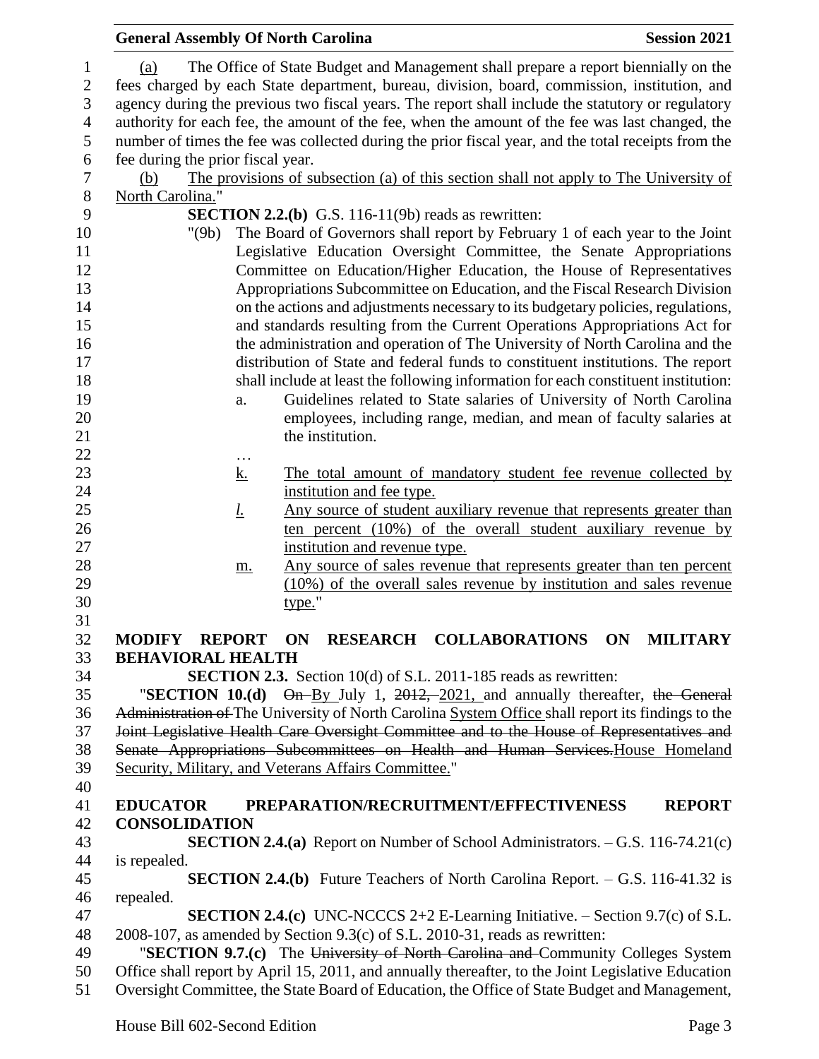(a) The Office of State Budget and Management shall prepare a report biennially on the fees charged by each State department, bureau, division, board, commission, institution, and agency during the previous two fiscal years. The report shall include the statutory or regulatory authority for each fee, the amount of the fee, when the amount of the fee was last changed, the number of times the fee was collected during the prior fiscal year, and the total receipts from the fee during the prior fiscal year.

<u>(b) The provisions of subsection (a) of this section shall not apply to The University of North Carolina.</u>"

**SECTION 2.2.(b)** G.S. 116-11(9b) reads as rewritten:

"(9b) The Board of Governors shall report by February 1 of each year to the Joint Legislative Education Oversight Committee, the Senate Appropriations Committee on Education/Higher Education, the House of Representatives Appropriations Subcommittee on Education, and the Fiscal Research Division on the actions and adjustments necessary to its budgetary policies, regulations, and standards resulting from the Current Operations Appropriations Act for the administration and operation of The University of North Carolina and the distribution of State and federal funds to constituent institutions. The report shall include at least the following information for each constituent institution:

a. Guidelines related to State salaries of University of North Carolina employees, including range, median, and mean of faculty salaries at the institution.

…

<u>k. The total amount of mandatory student fee revenue collected by institution and fee type.</u>

<u>*l.* Any source of student auxiliary revenue that represents greater than ten percent (10%) of the overall student auxiliary revenue by institution and revenue type.</u>

<u>m. Any source of sales revenue that represents greater than ten percent (10%) of the overall sales revenue by institution and sales revenue type.</u>"

**MODIFY REPORT ON RESEARCH COLLABORATIONS ON MILITARY BEHAVIORAL HEALTH**

**SECTION 2.3.** Section 10(d) of S.L. 2011-185 reads as rewritten:

"**SECTION 10.(d)** ~~On~~ <u>By</u> July 1, ~~2012,~~ <u>2021,</u> and annually thereafter, ~~the General Administration of~~ The University of North Carolina <u>System Office</u> shall report its findings to the ~~Joint Legislative Health Care Oversight Committee and to the House of Representatives and Senate Appropriations Subcommittees on Health and Human Services.~~<u>House Homeland Security, Military, and Veterans Affairs Committee.</u>"

**EDUCATOR PREPARATION/RECRUITMENT/EFFECTIVENESS REPORT CONSOLIDATION**

**SECTION 2.4.(a)** Report on Number of School Administrators. – G.S. 116-74.21(c) is repealed.

**SECTION 2.4.(b)** Future Teachers of North Carolina Report. – G.S. 116-41.32 is repealed.

**SECTION 2.4.(c)** UNC-NCCCS 2+2 E-Learning Initiative. – Section 9.7(c) of S.L. 2008-107, as amended by Section 9.3(c) of S.L. 2010-31, reads as rewritten:

"**SECTION 9.7.(c)** The ~~University of North Carolina and~~ Community Colleges System Office shall report by April 15, 2011, and annually thereafter, to the Joint Legislative Education Oversight Committee, the State Board of Education, the Office of State Budget and Management,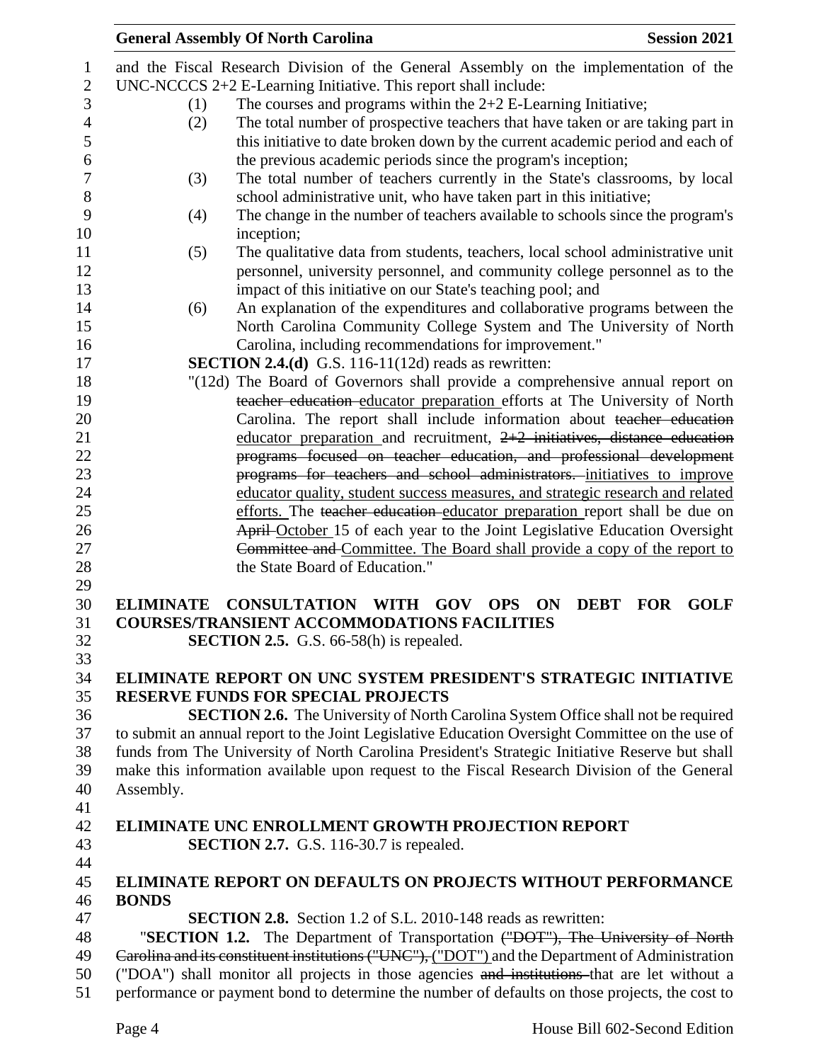and the Fiscal Research Division of the General Assembly on the implementation of the UNC-NCCCS 2+2 E-Learning Initiative. This report shall include:

(1) The courses and programs within the 2+2 E-Learning Initiative;

(2) The total number of prospective teachers that have taken or are taking part in this initiative to date broken down by the current academic period and each of the previous academic periods since the program's inception;

(3) The total number of teachers currently in the State's classrooms, by local school administrative unit, who have taken part in this initiative;

(4) The change in the number of teachers available to schools since the program's inception;

(5) The qualitative data from students, teachers, local school administrative unit personnel, university personnel, and community college personnel as to the impact of this initiative on our State's teaching pool; and

(6) An explanation of the expenditures and collaborative programs between the North Carolina Community College System and The University of North Carolina, including recommendations for improvement."

**SECTION 2.4.(d)** G.S. 116-11(12d) reads as rewritten:

"(12d) The Board of Governors shall provide a comprehensive annual report on ~~teacher education~~ educator preparation efforts at The University of North Carolina. The report shall include information about ~~teacher education~~ educator preparation and recruitment, ~~2+2 initiatives, distance education programs focused on teacher education, and professional development programs for teachers and school administrators.~~ initiatives to improve educator quality, student success measures, and strategic research and related efforts. The ~~teacher education~~ educator preparation report shall be due on ~~April~~ October 15 of each year to the Joint Legislative Education Oversight ~~Committee and~~ Committee. The Board shall provide a copy of the report to the State Board of Education."

**ELIMINATE CONSULTATION WITH GOV OPS ON DEBT FOR GOLF COURSES/TRANSIENT ACCOMMODATIONS FACILITIES**

**SECTION 2.5.** G.S. 66-58(h) is repealed.

**ELIMINATE REPORT ON UNC SYSTEM PRESIDENT'S STRATEGIC INITIATIVE RESERVE FUNDS FOR SPECIAL PROJECTS**

**SECTION 2.6.** The University of North Carolina System Office shall not be required to submit an annual report to the Joint Legislative Education Oversight Committee on the use of funds from The University of North Carolina President's Strategic Initiative Reserve but shall make this information available upon request to the Fiscal Research Division of the General Assembly.

**ELIMINATE UNC ENROLLMENT GROWTH PROJECTION REPORT**

**SECTION 2.7.** G.S. 116-30.7 is repealed.

**ELIMINATE REPORT ON DEFAULTS ON PROJECTS WITHOUT PERFORMANCE BONDS**

**SECTION 2.8.** Section 1.2 of S.L. 2010-148 reads as rewritten:

"**SECTION 1.2.** The Department of Transportation ~~("DOT"), The University of North Carolina and its constituent institutions ("UNC"),~~ ("DOT") and the Department of Administration ("DOA") shall monitor all projects in those agencies ~~and institutions~~ that are let without a performance or payment bond to determine the number of defaults on those projects, the cost to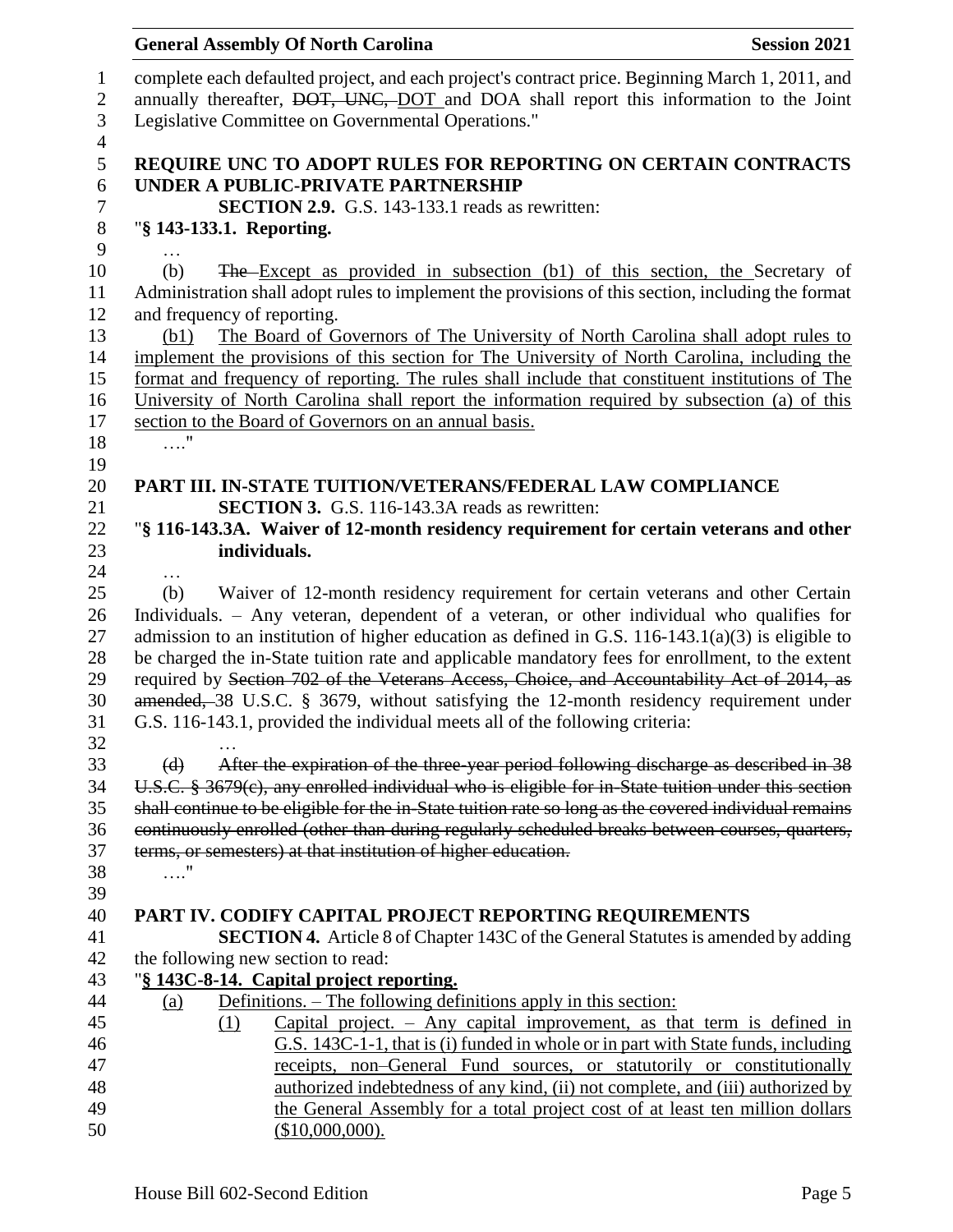complete each defaulted project, and each project's contract price. Beginning March 1, 2011, and annually thereafter, ~~DOT, UNC,~~ DOT and DOA shall report this information to the Joint Legislative Committee on Governmental Operations."

**REQUIRE UNC TO ADOPT RULES FOR REPORTING ON CERTAIN CONTRACTS UNDER A PUBLIC-PRIVATE PARTNERSHIP**

**SECTION 2.9.** G.S. 143-133.1 reads as rewritten:

"**§ 143-133.1. Reporting.**

…

(b) ~~The~~ Except as provided in subsection (b1) of this section, the Secretary of Administration shall adopt rules to implement the provisions of this section, including the format and frequency of reporting.

(b1) The Board of Governors of The University of North Carolina shall adopt rules to implement the provisions of this section for The University of North Carolina, including the format and frequency of reporting. The rules shall include that constituent institutions of The University of North Carolina shall report the information required by subsection (a) of this section to the Board of Governors on an annual basis.

…."

**PART III. IN-STATE TUITION/VETERANS/FEDERAL LAW COMPLIANCE**

**SECTION 3.** G.S. 116-143.3A reads as rewritten:

"**§ 116-143.3A. Waiver of 12-month residency requirement for certain veterans and other individuals.**

…

(b) Waiver of 12-month residency requirement for certain veterans and other Certain Individuals. – Any veteran, dependent of a veteran, or other individual who qualifies for admission to an institution of higher education as defined in G.S. 116-143.1(a)(3) is eligible to be charged the in-State tuition rate and applicable mandatory fees for enrollment, to the extent required by ~~Section 702 of the Veterans Access, Choice, and Accountability Act of 2014, as amended,~~ 38 U.S.C. § 3679, without satisfying the 12-month residency requirement under G.S. 116-143.1, provided the individual meets all of the following criteria:

…

~~(d) After the expiration of the three-year period following discharge as described in 38 U.S.C. § 3679(c), any enrolled individual who is eligible for in-State tuition under this section shall continue to be eligible for the in-State tuition rate so long as the covered individual remains continuously enrolled (other than during regularly scheduled breaks between courses, quarters, terms, or semesters) at that institution of higher education.~~

…."

**PART IV. CODIFY CAPITAL PROJECT REPORTING REQUIREMENTS**

**SECTION 4.** Article 8 of Chapter 143C of the General Statutes is amended by adding the following new section to read:

"**§ 143C-8-14. Capital project reporting.**

(a) Definitions. – The following definitions apply in this section:

(1) Capital project. – Any capital improvement, as that term is defined in G.S. 143C-1-1, that is (i) funded in whole or in part with State funds, including receipts, non–General Fund sources, or statutorily or constitutionally authorized indebtedness of any kind, (ii) not complete, and (iii) authorized by the General Assembly for a total project cost of at least ten million dollars ($10,000,000).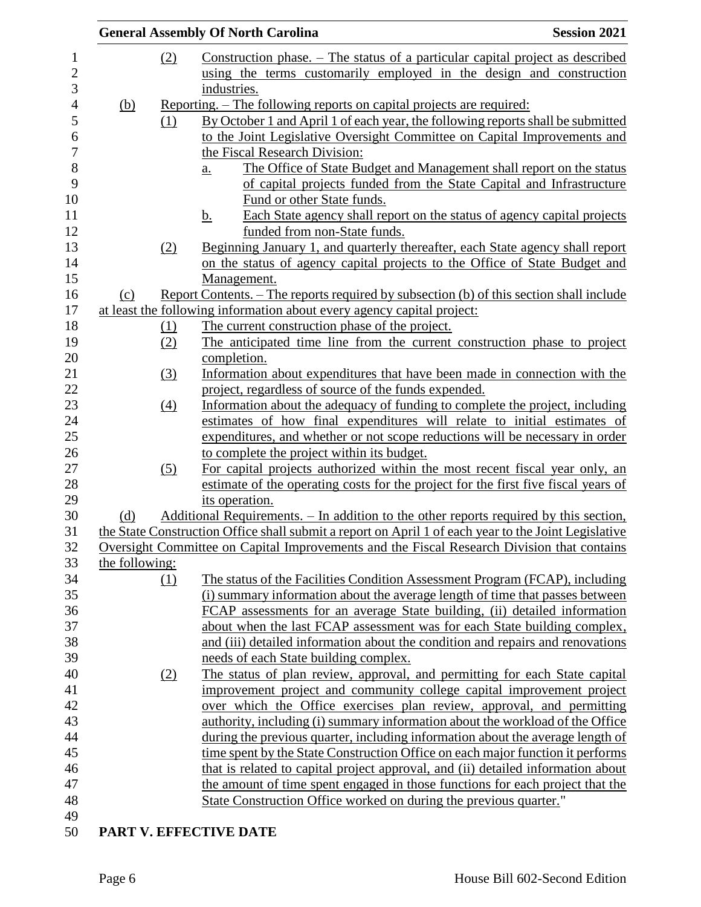(2) Construction phase. – The status of a particular capital project as described using the terms customarily employed in the design and construction industries.

(b) Reporting. – The following reports on capital projects are required:

(1) By October 1 and April 1 of each year, the following reports shall be submitted to the Joint Legislative Oversight Committee on Capital Improvements and the Fiscal Research Division:

a. The Office of State Budget and Management shall report on the status of capital projects funded from the State Capital and Infrastructure Fund or other State funds.

b. Each State agency shall report on the status of agency capital projects funded from non-State funds.

(2) Beginning January 1, and quarterly thereafter, each State agency shall report on the status of agency capital projects to the Office of State Budget and Management.

(c) Report Contents. – The reports required by subsection (b) of this section shall include at least the following information about every agency capital project:

(1) The current construction phase of the project.

(2) The anticipated time line from the current construction phase to project completion.

(3) Information about expenditures that have been made in connection with the project, regardless of source of the funds expended.

(4) Information about the adequacy of funding to complete the project, including estimates of how final expenditures will relate to initial estimates of expenditures, and whether or not scope reductions will be necessary in order to complete the project within its budget.

(5) For capital projects authorized within the most recent fiscal year only, an estimate of the operating costs for the project for the first five fiscal years of its operation.

(d) Additional Requirements. – In addition to the other reports required by this section, the State Construction Office shall submit a report on April 1 of each year to the Joint Legislative Oversight Committee on Capital Improvements and the Fiscal Research Division that contains the following:

(1) The status of the Facilities Condition Assessment Program (FCAP), including (i) summary information about the average length of time that passes between FCAP assessments for an average State building, (ii) detailed information about when the last FCAP assessment was for each State building complex, and (iii) detailed information about the condition and repairs and renovations needs of each State building complex.

(2) The status of plan review, approval, and permitting for each State capital improvement project and community college capital improvement project over which the Office exercises plan review, approval, and permitting authority, including (i) summary information about the workload of the Office during the previous quarter, including information about the average length of time spent by the State Construction Office on each major function it performs that is related to capital project approval, and (ii) detailed information about the amount of time spent engaged in those functions for each project that the State Construction Office worked on during the previous quarter."

**PART V. EFFECTIVE DATE**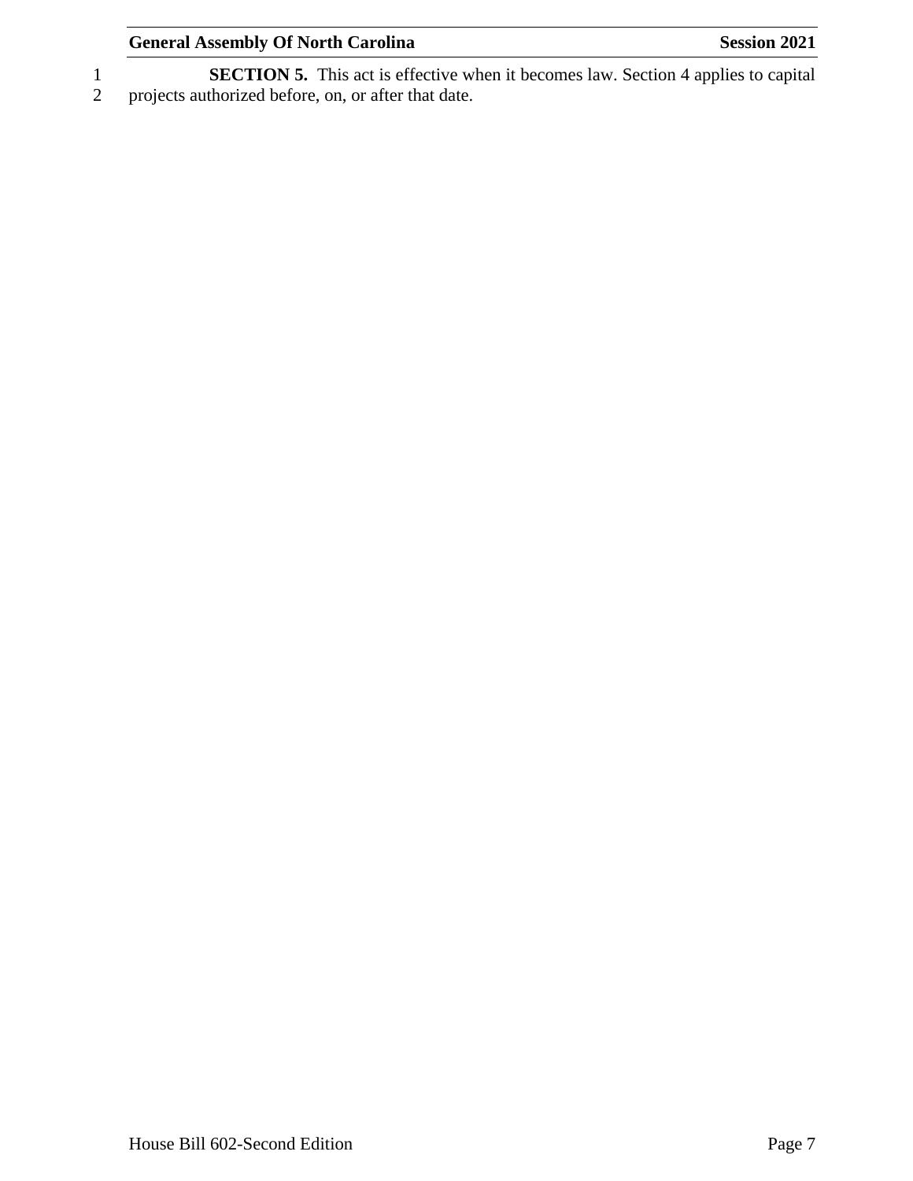**SECTION 5.** This act is effective when it becomes law. Section 4 applies to capital projects authorized before, on, or after that date.